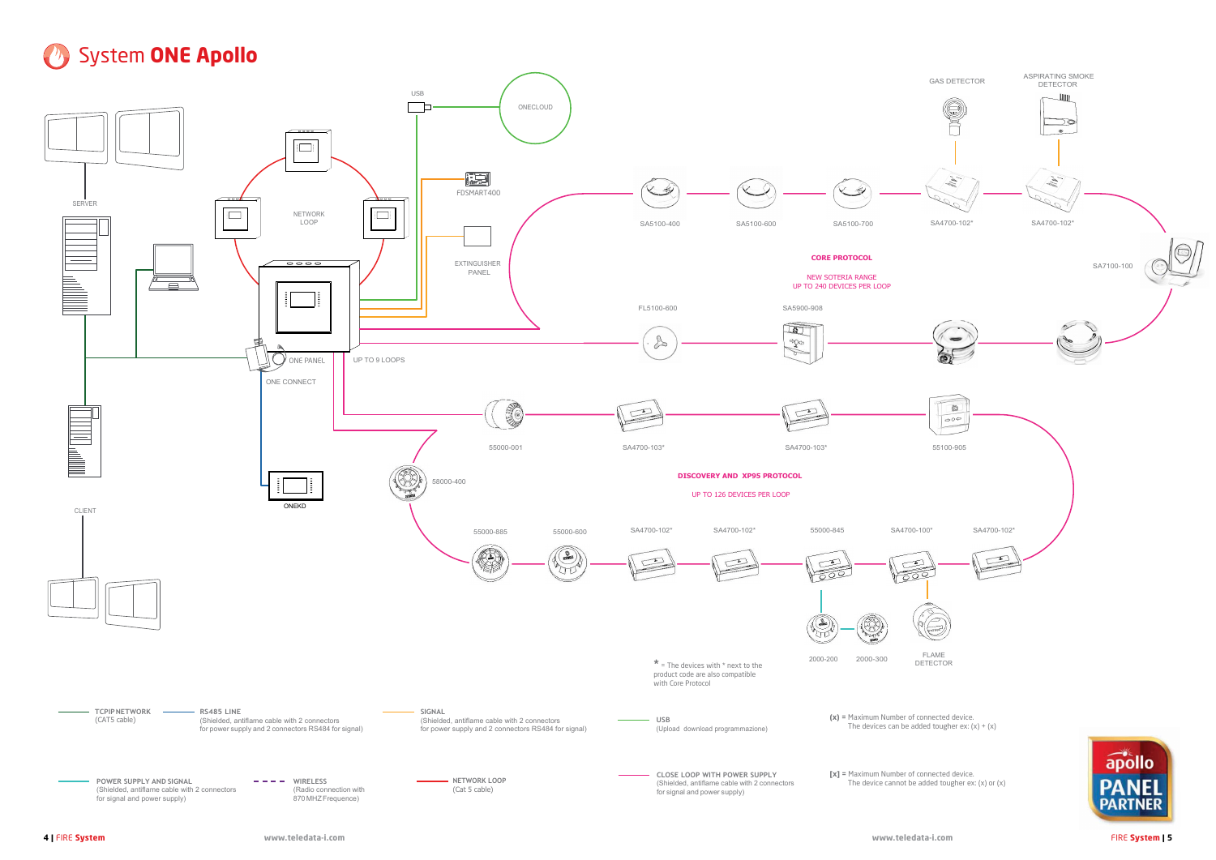# System **ONE Apollo**

SERVER

CLIENT

NETWORK LOOP

USB

ONECLOUD

FDSMART400

EXTINGUISHER PANEL

ONE PANEL

UP TO 9 LOOPS

ONE CONNECT

ONEKD

GAS DETECTOR

ASPIRATING SMOKE DETECTOR

SA5100-400

SA5100-600

SA5100-700

SA4700-102*

SA4700-102*

SA7100-100

**CORE PROTOCOL**

NEW SOTERIA RANGE
UP TO 240 DEVICES PER LOOP

FL5100-600

SA5900-908

55000-001

SA4700-103*

SA4700-103*

55100-905

58000-400

**DISCOVERY AND XP95 PROTOCOL**

UP TO 126 DEVICES PER LOOP

55000-885

55000-600

SA4700-102*

SA4700-102*

55000-845

SA4700-100*

SA4700-102*

2000-200

2000-300

FLAME DETECTOR

* = The devices with * next to the product code are also compatible with Core Protocol

**TCPIP NETWORK**
(CAT5 cable)

**RS485 LINE**
(Shielded, antiflame cable with 2 connectors for power supply and 2 connectors RS484 for signal)

**SIGNAL**
(Shielded, antiflame cable with 2 connectors for power supply and 2 connectors RS484 for signal)

**USB**
(Upload download programmazione)

**(x)** = Maximum Number of connected device.
The devices can be added tougher ex: (x) + (x)

**POWER SUPPLY AND SIGNAL**
(Shielded, antiflame cable with 2 connectors for signal and power supply)

**WIRELESS**
(Radio connection with 870 MHZ Frequence)

**NETWORK LOOP**
(Cat 5 cable)

**CLOSE LOOP WITH POWER SUPPLY**
(Shielded, antiflame cable with 2 connectors for signal and power supply)

**[x]** = Maximum Number of connected device.
The device cannot be added tougher ex: (x) or (x)

apollo PANEL PARTNER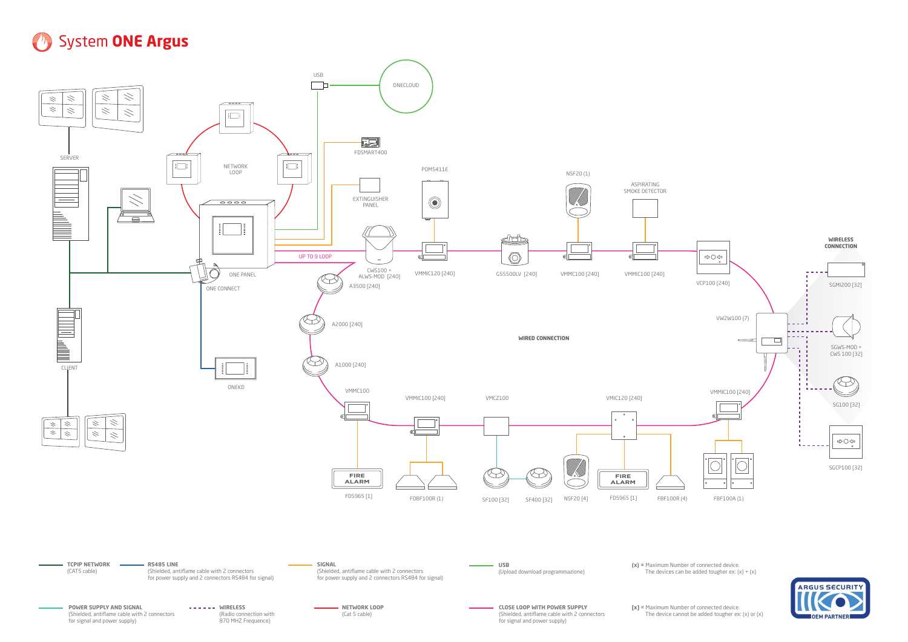# System **ONE Argus**

USB

ONECLOUD

SERVER

NETWORK LOOP

FDSMART400

EXTINGUISHER PANEL

PDM5411E

NSF20 (1)

ASPIRATING SMOKE DETECTOR

UP TO 9 LOOP

ONE PANEL

ONE CONNECT

CWS100 + ALWS-MOD [240]

A3500 [240]

VMMIC120 [240]

GS5500LV [240]

VMMC100 [240]

VMMIC100 [240]

VCP100 [240]

**WIRELESS CONNECTION**

SGMI200 [32]

VW2W100 (7)

SGWS-MOD + CWS 100 [32]

SG100 [32]

SGCP100 [32]

A2000 [240]

A1000 [240]

CLIENT

ONEKD

**WIRED CONNECTION**

VMMC100

VMMIC100 [240]

VMCZ100

VMIC120 [240]

VMMIC100 [240]

FIRE ALARM

FD5965 [1]

FDBF100R (1)

SF100 [32]

SF400 [32]

NSF20 [4]

FIRE ALARM

FD5965 [1]

FBF100R (4)

FBF100A (1)

**TCPIP NETWORK** (CAT5 cable)

**RS485 LINE** (Shielded, antiflame cable with 2 connectors for power supply and 2 connectors RS484 for signal)

**SIGNAL** (Shielded, antiflame cable with 2 connectors for power supply and 2 connectors RS484 for signal)

**USB** (Upload download programmazione)

**(x)** = Maximum Number of connected device. The devices can be added tougher ex: (x) + (x)

**POWER SUPPLY AND SIGNAL** (Shielded, antiflame cable with 2 connectors for signal and power supply)

**WIRELESS** (Radio connection with 870 MHZ Frequence)

**NETWORK LOOP** (Cat 5 cable)

**CLOSE LOOP WITH POWER SUPPLY** (Shielded, antiflame cable with 2 connectors for signal and power supply)

**[x]** = Maximum Number of connected device. The device cannot be added tougher ex: (x) or (x)

ARGUS SECURITY
OEM PARTNER